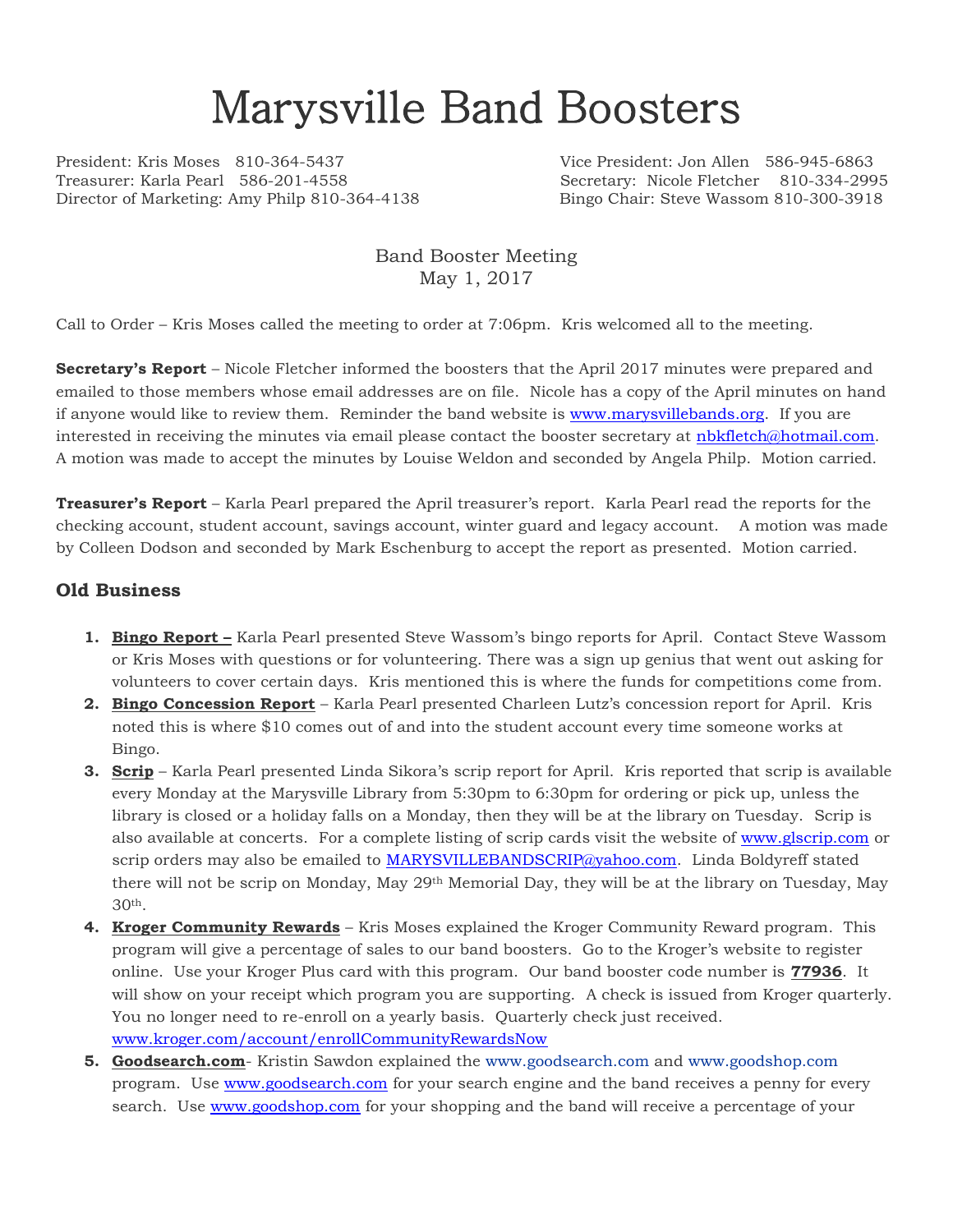# Marysville Band Boosters

President: Kris Moses 810-364-5437
Vice President: Jon Allen 586-945-6863
Treasurer: Karla Pearl 586-201-4558
Secretary: Nicole Fletcher 810-334-2995
Director of Marketing: Amy Philp 810-364-4138
Bingo Chair: Steve Wassom 810-300-3918

Band Booster Meeting
May 1, 2017

Call to Order – Kris Moses called the meeting to order at 7:06pm. Kris welcomed all to the meeting.

**Secretary's Report** – Nicole Fletcher informed the boosters that the April 2017 minutes were prepared and emailed to those members whose email addresses are on file. Nicole has a copy of the April minutes on hand if anyone would like to review them. Reminder the band website is www.marysvillebands.org. If you are interested in receiving the minutes via email please contact the booster secretary at nbkfletch@hotmail.com. A motion was made to accept the minutes by Louise Weldon and seconded by Angela Philp. Motion carried.

**Treasurer's Report** – Karla Pearl prepared the April treasurer's report. Karla Pearl read the reports for the checking account, student account, savings account, winter guard and legacy account. A motion was made by Colleen Dodson and seconded by Mark Eschenburg to accept the report as presented. Motion carried.

## Old Business

1. **Bingo Report –** Karla Pearl presented Steve Wassom's bingo reports for April. Contact Steve Wassom or Kris Moses with questions or for volunteering. There was a sign up genius that went out asking for volunteers to cover certain days. Kris mentioned this is where the funds for competitions come from.
2. **Bingo Concession Report** – Karla Pearl presented Charleen Lutz's concession report for April. Kris noted this is where $10 comes out of and into the student account every time someone works at Bingo.
3. **Scrip** – Karla Pearl presented Linda Sikora's scrip report for April. Kris reported that scrip is available every Monday at the Marysville Library from 5:30pm to 6:30pm for ordering or pick up, unless the library is closed or a holiday falls on a Monday, then they will be at the library on Tuesday. Scrip is also available at concerts. For a complete listing of scrip cards visit the website of www.glscrip.com or scrip orders may also be emailed to MARYSVILLEBANDSCRIP@yahoo.com. Linda Boldyreff stated there will not be scrip on Monday, May 29th Memorial Day, they will be at the library on Tuesday, May 30th.
4. **Kroger Community Rewards** – Kris Moses explained the Kroger Community Reward program. This program will give a percentage of sales to our band boosters. Go to the Kroger's website to register online. Use your Kroger Plus card with this program. Our band booster code number is **77936**. It will show on your receipt which program you are supporting. A check is issued from Kroger quarterly. You no longer need to re-enroll on a yearly basis. Quarterly check just received. www.kroger.com/account/enrollCommunityRewardsNow
5. **Goodsearch.com**- Kristin Sawdon explained the www.goodsearch.com and www.goodshop.com program. Use www.goodsearch.com for your search engine and the band receives a penny for every search. Use www.goodshop.com for your shopping and the band will receive a percentage of your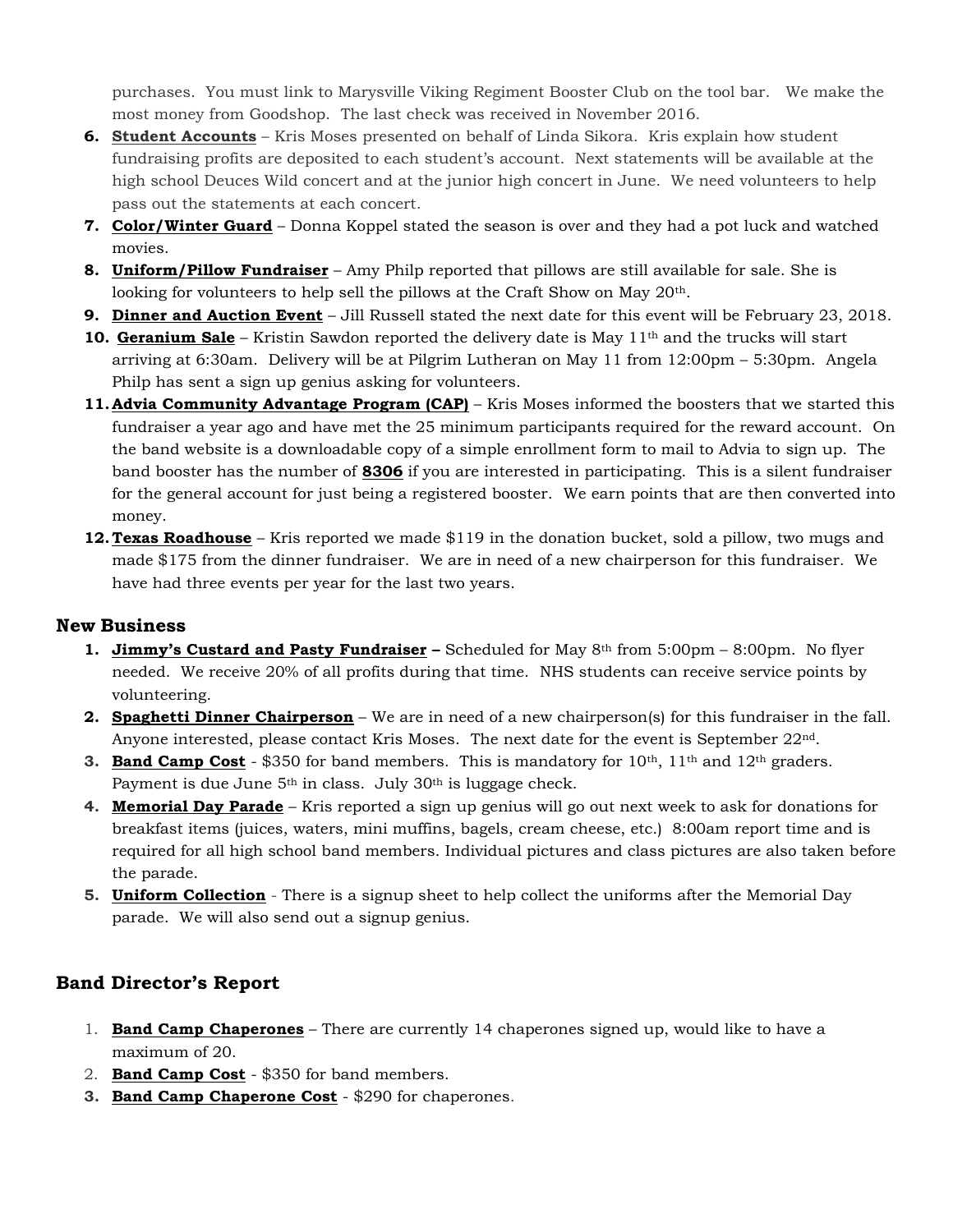purchases. You must link to Marysville Viking Regiment Booster Club on the tool bar. We make the most money from Goodshop. The last check was received in November 2016.

6. **Student Accounts** – Kris Moses presented on behalf of Linda Sikora. Kris explain how student fundraising profits are deposited to each student's account. Next statements will be available at the high school Deuces Wild concert and at the junior high concert in June. We need volunteers to help pass out the statements at each concert.
7. **Color/Winter Guard** – Donna Koppel stated the season is over and they had a pot luck and watched movies.
8. **Uniform/Pillow Fundraiser** – Amy Philp reported that pillows are still available for sale. She is looking for volunteers to help sell the pillows at the Craft Show on May 20th.
9. **Dinner and Auction Event** – Jill Russell stated the next date for this event will be February 23, 2018.
10. **Geranium Sale** – Kristin Sawdon reported the delivery date is May 11th and the trucks will start arriving at 6:30am. Delivery will be at Pilgrim Lutheran on May 11 from 12:00pm – 5:30pm. Angela Philp has sent a sign up genius asking for volunteers.
11. **Advia Community Advantage Program (CAP)** – Kris Moses informed the boosters that we started this fundraiser a year ago and have met the 25 minimum participants required for the reward account. On the band website is a downloadable copy of a simple enrollment form to mail to Advia to sign up. The band booster has the number of **8306** if you are interested in participating. This is a silent fundraiser for the general account for just being a registered booster. We earn points that are then converted into money.
12. **Texas Roadhouse** – Kris reported we made $119 in the donation bucket, sold a pillow, two mugs and made $175 from the dinner fundraiser. We are in need of a new chairperson for this fundraiser. We have had three events per year for the last two years.

## New Business

1. **Jimmy's Custard and Pasty Fundraiser –** Scheduled for May 8th from 5:00pm – 8:00pm. No flyer needed. We receive 20% of all profits during that time. NHS students can receive service points by volunteering.
2. **Spaghetti Dinner Chairperson** – We are in need of a new chairperson(s) for this fundraiser in the fall. Anyone interested, please contact Kris Moses. The next date for the event is September 22nd.
3. **Band Camp Cost** - $350 for band members. This is mandatory for 10th, 11th and 12th graders. Payment is due June 5th in class. July 30th is luggage check.
4. **Memorial Day Parade** – Kris reported a sign up genius will go out next week to ask for donations for breakfast items (juices, waters, mini muffins, bagels, cream cheese, etc.) 8:00am report time and is required for all high school band members. Individual pictures and class pictures are also taken before the parade.
5. **Uniform Collection** - There is a signup sheet to help collect the uniforms after the Memorial Day parade. We will also send out a signup genius.

## Band Director's Report

1. **Band Camp Chaperones** – There are currently 14 chaperones signed up, would like to have a maximum of 20.
2. **Band Camp Cost** - $350 for band members.
3. **Band Camp Chaperone Cost** - $290 for chaperones.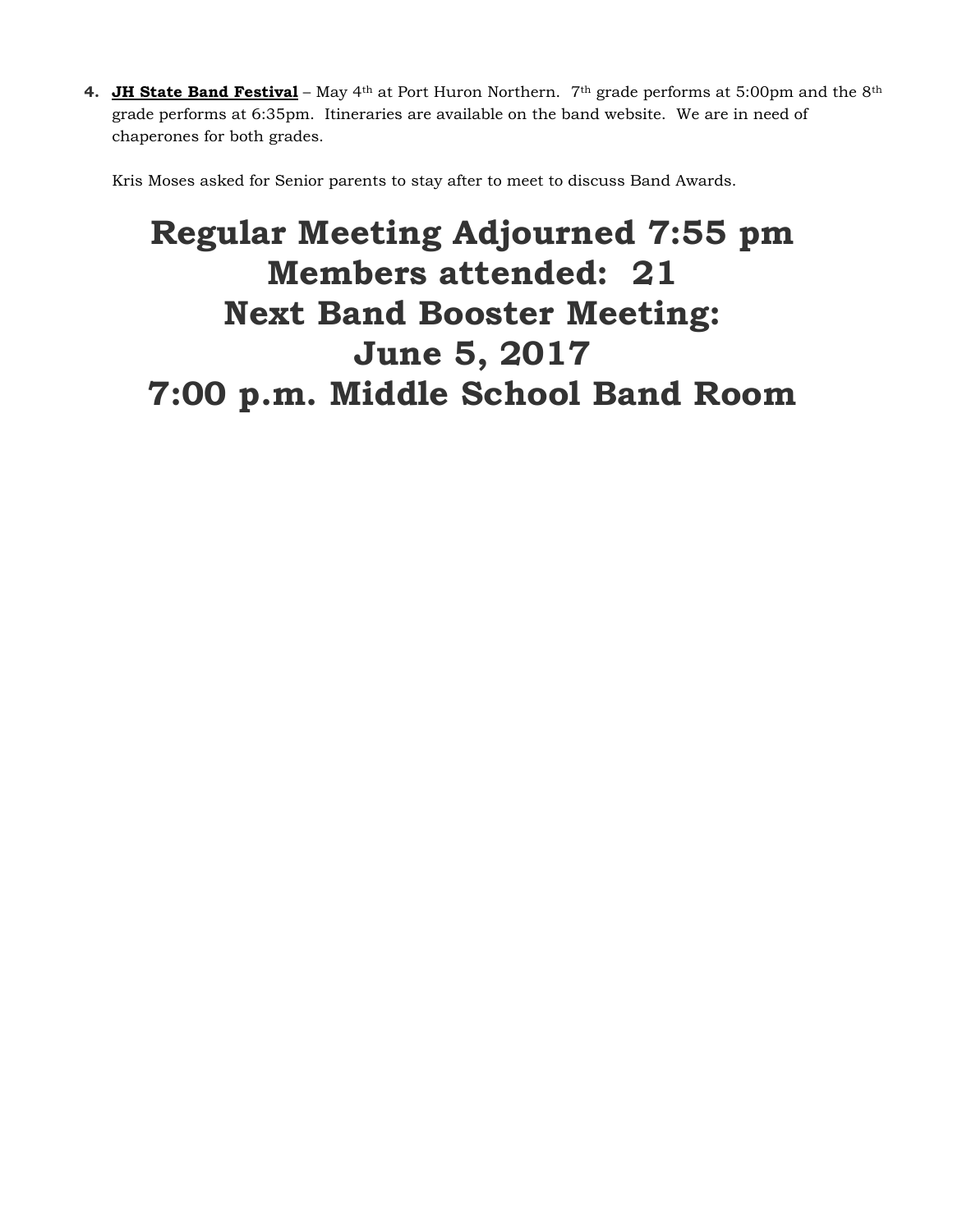4. **JH State Band Festival** – May 4th at Port Huron Northern. 7th grade performs at 5:00pm and the 8th grade performs at 6:35pm. Itineraries are available on the band website. We are in need of chaperones for both grades.

   Kris Moses asked for Senior parents to stay after to meet to discuss Band Awards.

# Regular Meeting Adjourned 7:55 pm
# Members attended: 21
# Next Band Booster Meeting:
# June 5, 2017
# 7:00 p.m. Middle School Band Room